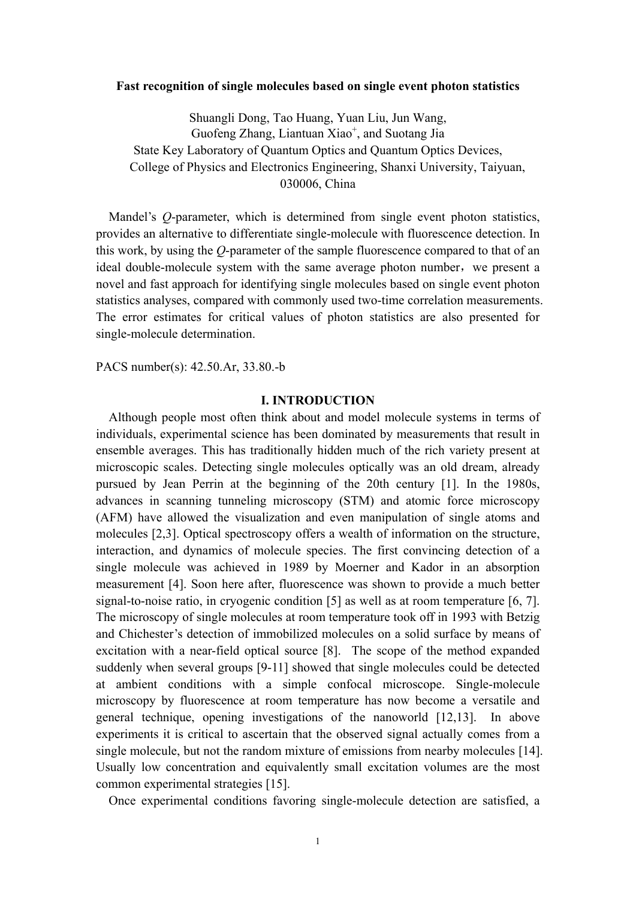# Fast recognition of single molecules based on single event photon statistics

Shuangli Dong, Tao Huang, Yuan Liu, Jun Wang,
Guofeng Zhang, Liantuan Xiao[+], and Suotang Jia
State Key Laboratory of Quantum Optics and Quantum Optics Devices,
College of Physics and Electronics Engineering, Shanxi University, Taiyuan, 030006, China

Mandel's $Q$-parameter, which is determined from single event photon statistics, provides an alternative to differentiate single-molecule with fluorescence detection. In this work, by using the $Q$-parameter of the sample fluorescence compared to that of an ideal double-molecule system with the same average photon number，we present a novel and fast approach for identifying single molecules based on single event photon statistics analyses, compared with commonly used two-time correlation measurements. The error estimates for critical values of photon statistics are also presented for single-molecule determination.

PACS number(s): 42.50.Ar, 33.80.-b

## I. INTRODUCTION

Although people most often think about and model molecule systems in terms of individuals, experimental science has been dominated by measurements that result in ensemble averages. This has traditionally hidden much of the rich variety present at microscopic scales. Detecting single molecules optically was an old dream, already pursued by Jean Perrin at the beginning of the 20th century [1]. In the 1980s, advances in scanning tunneling microscopy (STM) and atomic force microscopy (AFM) have allowed the visualization and even manipulation of single atoms and molecules [2,3]. Optical spectroscopy offers a wealth of information on the structure, interaction, and dynamics of molecule species. The first convincing detection of a single molecule was achieved in 1989 by Moerner and Kador in an absorption measurement [4]. Soon here after, fluorescence was shown to provide a much better signal-to-noise ratio, in cryogenic condition [5] as well as at room temperature [6, 7]. The microscopy of single molecules at room temperature took off in 1993 with Betzig and Chichester's detection of immobilized molecules on a solid surface by means of excitation with a near-field optical source [8]. The scope of the method expanded suddenly when several groups [9-11] showed that single molecules could be detected at ambient conditions with a simple confocal microscope. Single-molecule microscopy by fluorescence at room temperature has now become a versatile and general technique, opening investigations of the nanoworld [12,13]. In above experiments it is critical to ascertain that the observed signal actually comes from a single molecule, but not the random mixture of emissions from nearby molecules [14]. Usually low concentration and equivalently small excitation volumes are the most common experimental strategies [15].

Once experimental conditions favoring single-molecule detection are satisfied, a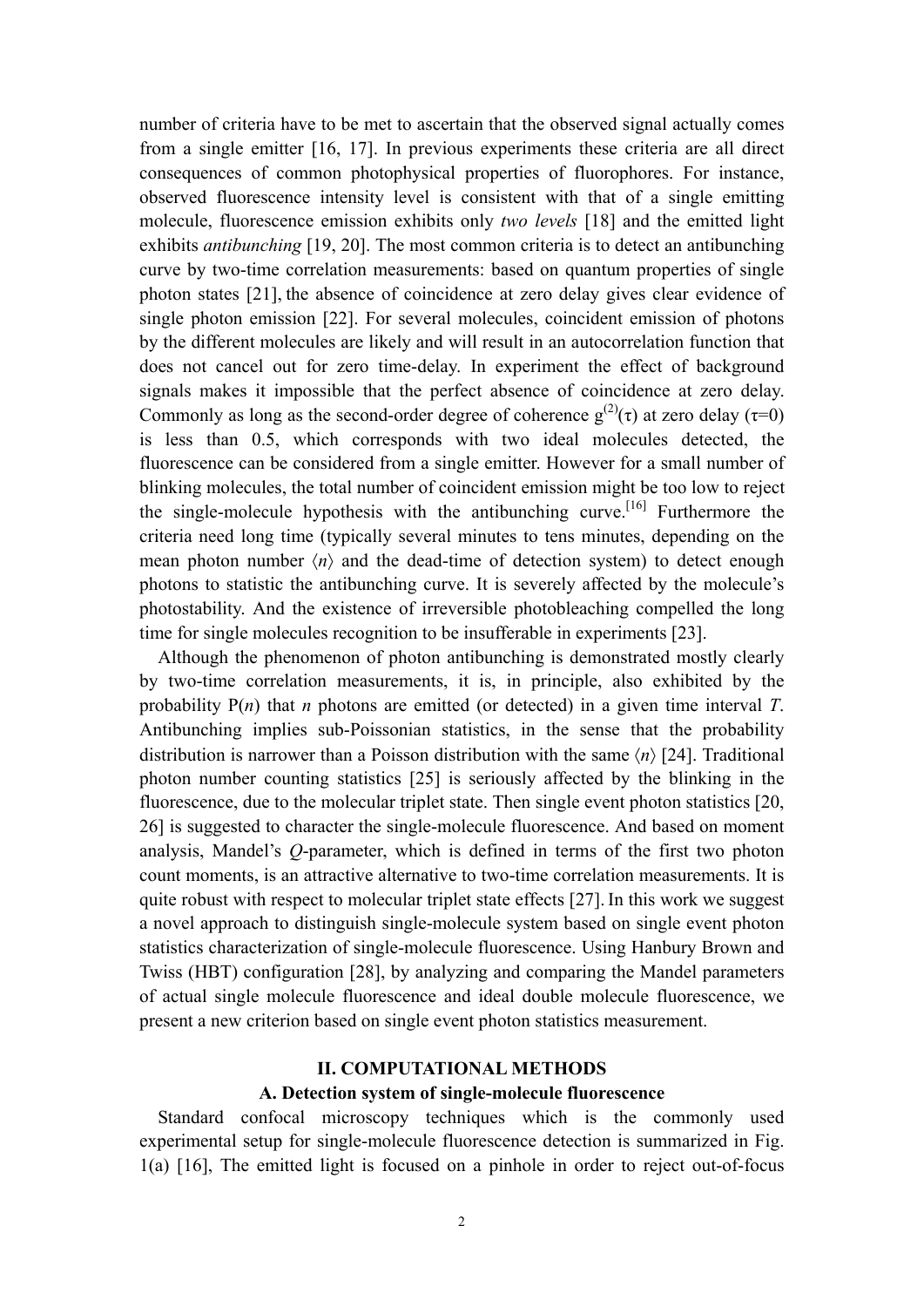number of criteria have to be met to ascertain that the observed signal actually comes from a single emitter [16, 17]. In previous experiments these criteria are all direct consequences of common photophysical properties of fluorophores. For instance, observed fluorescence intensity level is consistent with that of a single emitting molecule, fluorescence emission exhibits only *two levels* [18] and the emitted light exhibits *antibunching* [19, 20]. The most common criteria is to detect an antibunching curve by two-time correlation measurements: based on quantum properties of single photon states [21], the absence of coincidence at zero delay gives clear evidence of single photon emission [22]. For several molecules, coincident emission of photons by the different molecules are likely and will result in an autocorrelation function that does not cancel out for zero time-delay. In experiment the effect of background signals makes it impossible that the perfect absence of coincidence at zero delay. Commonly as long as the second-order degree of coherence $g^{(2)}(\tau)$ at zero delay ($\tau$=0) is less than 0.5, which corresponds with two ideal molecules detected, the fluorescence can be considered from a single emitter. However for a small number of blinking molecules, the total number of coincident emission might be too low to reject the single-molecule hypothesis with the antibunching curve.[16] Furthermore the criteria need long time (typically several minutes to tens minutes, depending on the mean photon number $\langle n \rangle$ and the dead-time of detection system) to detect enough photons to statistic the antibunching curve. It is severely affected by the molecule's photostability. And the existence of irreversible photobleaching compelled the long time for single molecules recognition to be insufferable in experiments [23].

Although the phenomenon of photon antibunching is demonstrated mostly clearly by two-time correlation measurements, it is, in principle, also exhibited by the probability $P(n)$ that $n$ photons are emitted (or detected) in a given time interval $T$. Antibunching implies sub-Poissonian statistics, in the sense that the probability distribution is narrower than a Poisson distribution with the same $\langle n \rangle$ [24]. Traditional photon number counting statistics [25] is seriously affected by the blinking in the fluorescence, due to the molecular triplet state. Then single event photon statistics [20, 26] is suggested to character the single-molecule fluorescence. And based on moment analysis, Mandel's $Q$-parameter, which is defined in terms of the first two photon count moments, is an attractive alternative to two-time correlation measurements. It is quite robust with respect to molecular triplet state effects [27]. In this work we suggest a novel approach to distinguish single-molecule system based on single event photon statistics characterization of single-molecule fluorescence. Using Hanbury Brown and Twiss (HBT) configuration [28], by analyzing and comparing the Mandel parameters of actual single molecule fluorescence and ideal double molecule fluorescence, we present a new criterion based on single event photon statistics measurement.

## II. COMPUTATIONAL METHODS

### A. Detection system of single-molecule fluorescence

Standard confocal microscopy techniques which is the commonly used experimental setup for single-molecule fluorescence detection is summarized in Fig. 1(a) [16], The emitted light is focused on a pinhole in order to reject out-of-focus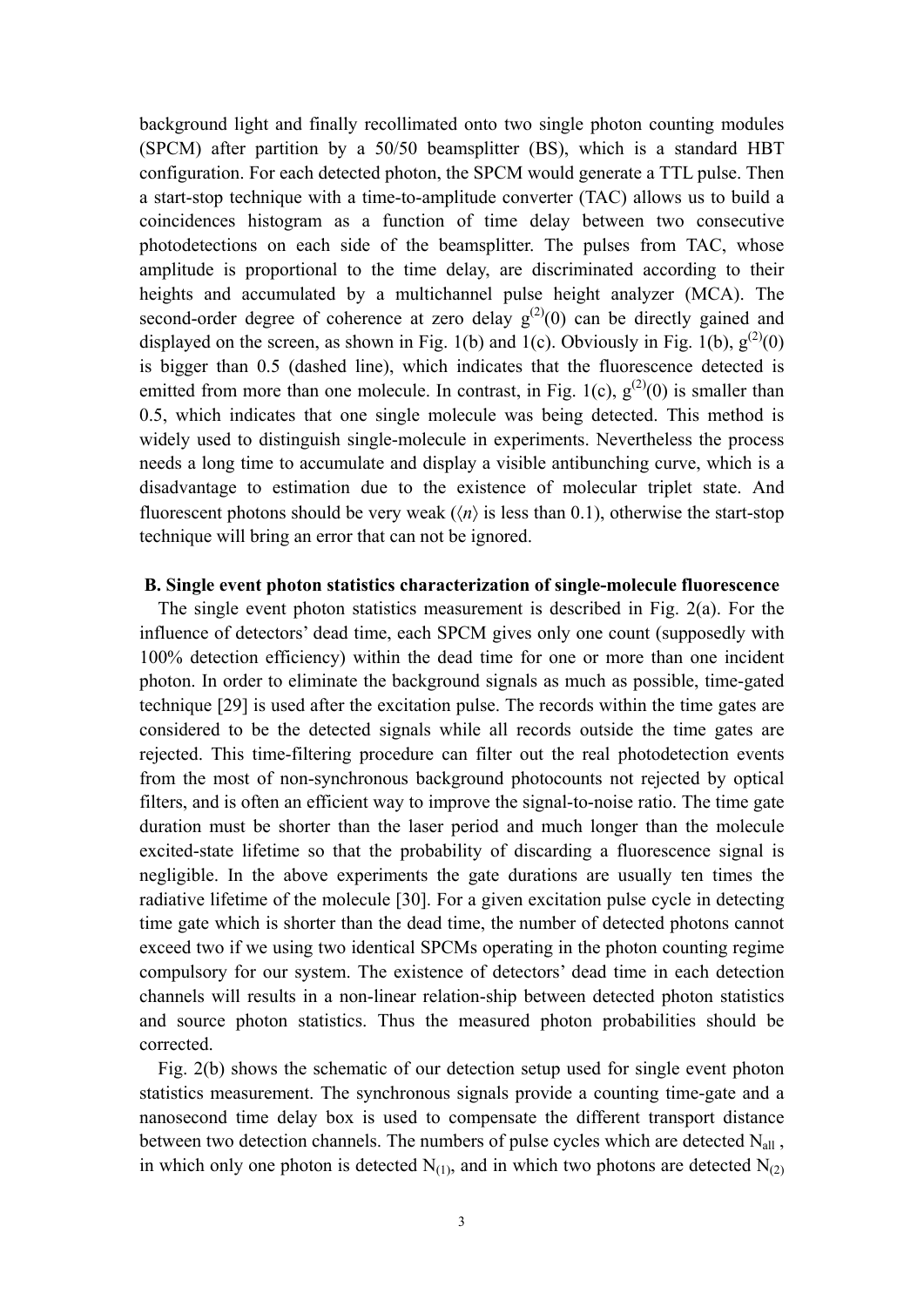background light and finally recollimated onto two single photon counting modules (SPCM) after partition by a 50/50 beamsplitter (BS), which is a standard HBT configuration. For each detected photon, the SPCM would generate a TTL pulse. Then a start-stop technique with a time-to-amplitude converter (TAC) allows us to build a coincidences histogram as a function of time delay between two consecutive photodetections on each side of the beamsplitter. The pulses from TAC, whose amplitude is proportional to the time delay, are discriminated according to their heights and accumulated by a multichannel pulse height analyzer (MCA). The second-order degree of coherence at zero delay $g^{(2)}(0)$ can be directly gained and displayed on the screen, as shown in Fig. 1(b) and 1(c). Obviously in Fig. 1(b), $g^{(2)}(0)$ is bigger than 0.5 (dashed line), which indicates that the fluorescence detected is emitted from more than one molecule. In contrast, in Fig. 1(c), $g^{(2)}(0)$ is smaller than 0.5, which indicates that one single molecule was being detected. This method is widely used to distinguish single-molecule in experiments. Nevertheless the process needs a long time to accumulate and display a visible antibunching curve, which is a disadvantage to estimation due to the existence of molecular triplet state. And fluorescent photons should be very weak ($\langle n \rangle$ is less than 0.1), otherwise the start-stop technique will bring an error that can not be ignored.

### B. Single event photon statistics characterization of single-molecule fluorescence

The single event photon statistics measurement is described in Fig. 2(a). For the influence of detectors' dead time, each SPCM gives only one count (supposedly with 100% detection efficiency) within the dead time for one or more than one incident photon. In order to eliminate the background signals as much as possible, time-gated technique [29] is used after the excitation pulse. The records within the time gates are considered to be the detected signals while all records outside the time gates are rejected. This time-filtering procedure can filter out the real photodetection events from the most of non-synchronous background photocounts not rejected by optical filters, and is often an efficient way to improve the signal-to-noise ratio. The time gate duration must be shorter than the laser period and much longer than the molecule excited-state lifetime so that the probability of discarding a fluorescence signal is negligible. In the above experiments the gate durations are usually ten times the radiative lifetime of the molecule [30]. For a given excitation pulse cycle in detecting time gate which is shorter than the dead time, the number of detected photons cannot exceed two if we using two identical SPCMs operating in the photon counting regime compulsory for our system. The existence of detectors' dead time in each detection channels will results in a non-linear relation-ship between detected photon statistics and source photon statistics. Thus the measured photon probabilities should be corrected.

Fig. 2(b) shows the schematic of our detection setup used for single event photon statistics measurement. The synchronous signals provide a counting time-gate and a nanosecond time delay box is used to compensate the different transport distance between two detection channels. The numbers of pulse cycles which are detected $N_{all}$ , in which only one photon is detected $N_{(1)}$, and in which two photons are detected $N_{(2)}$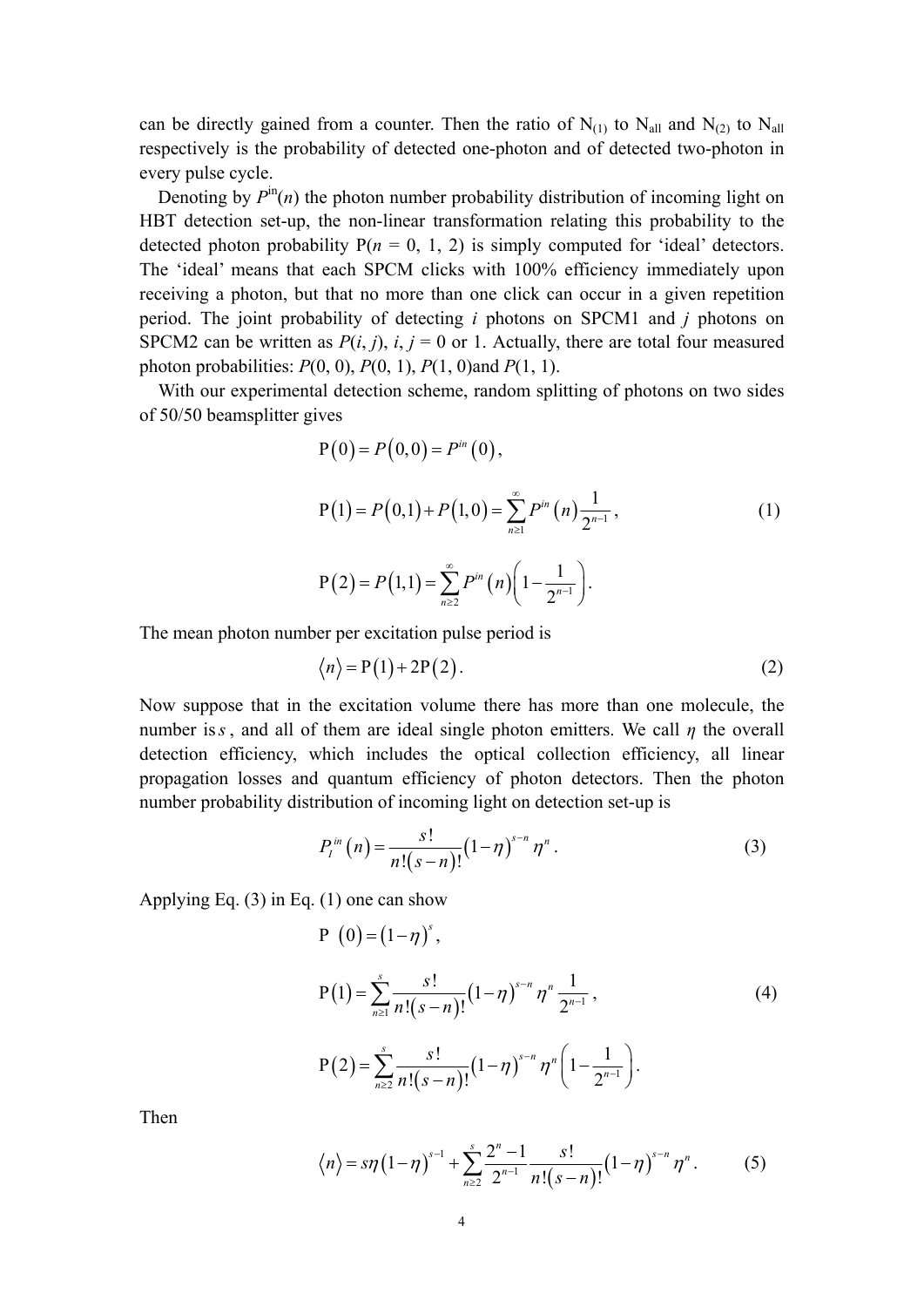can be directly gained from a counter. Then the ratio of $N_{(1)}$ to $N_{all}$ and $N_{(2)}$ to $N_{all}$ respectively is the probability of detected one-photon and of detected two-photon in every pulse cycle.

Denoting by $P^{in}(n)$ the photon number probability distribution of incoming light on HBT detection set-up, the non-linear transformation relating this probability to the detected photon probability P($n$ = 0, 1, 2) is simply computed for 'ideal' detectors. The 'ideal' means that each SPCM clicks with 100% efficiency immediately upon receiving a photon, but that no more than one click can occur in a given repetition period. The joint probability of detecting $i$ photons on SPCM1 and $j$ photons on SPCM2 can be written as $P(i, j)$, $i$, $j$ = 0 or 1. Actually, there are total four measured photon probabilities: $P(0, 0)$, $P(0, 1)$, $P(1, 0)$and $P(1, 1)$.

With our experimental detection scheme, random splitting of photons on two sides of 50/50 beamsplitter gives

$$\mathrm{P}(0) = P(0,0) = P^{in}(0),$$

$$\mathrm{P}(1) = P(0,1) + P(1,0) = \sum_{n\geq 1}^{\infty} P^{in}(n)\frac{1}{2^{n-1}}, \tag{1}$$

$$\mathrm{P}(2) = P(1,1) = \sum_{n\geq 2}^{\infty} P^{in}(n)\left(1-\frac{1}{2^{n-1}}\right).$$

The mean photon number per excitation pulse period is

$$\langle n \rangle = \mathrm{P}(1) + 2\mathrm{P}(2). \tag{2}$$

Now suppose that in the excitation volume there has more than one molecule, the number is $s$, and all of them are ideal single photon emitters. We call $\eta$ the overall detection efficiency, which includes the optical collection efficiency, all linear propagation losses and quantum efficiency of photon detectors. Then the photon number probability distribution of incoming light on detection set-up is

$$P_I^{in}(n) = \frac{s!}{n!(s-n)!}(1-\eta)^{s-n}\eta^n. \tag{3}$$

Applying Eq. (3) in Eq. (1) one can show

$$\mathrm{P}(0) = (1-\eta)^s,$$

$$\mathrm{P}(1) = \sum_{n\geq 1}^{s} \frac{s!}{n!(s-n)!}(1-\eta)^{s-n}\eta^n\frac{1}{2^{n-1}}, \tag{4}$$

$$\mathrm{P}(2) = \sum_{n\geq 2}^{s} \frac{s!}{n!(s-n)!}(1-\eta)^{s-n}\eta^n\left(1-\frac{1}{2^{n-1}}\right).$$

Then

$$\langle n \rangle = s\eta(1-\eta)^{s-1} + \sum_{n\geq 2}^{s} \frac{2^n-1}{2^{n-1}}\frac{s!}{n!(s-n)!}(1-\eta)^{s-n}\eta^n. \tag{5}$$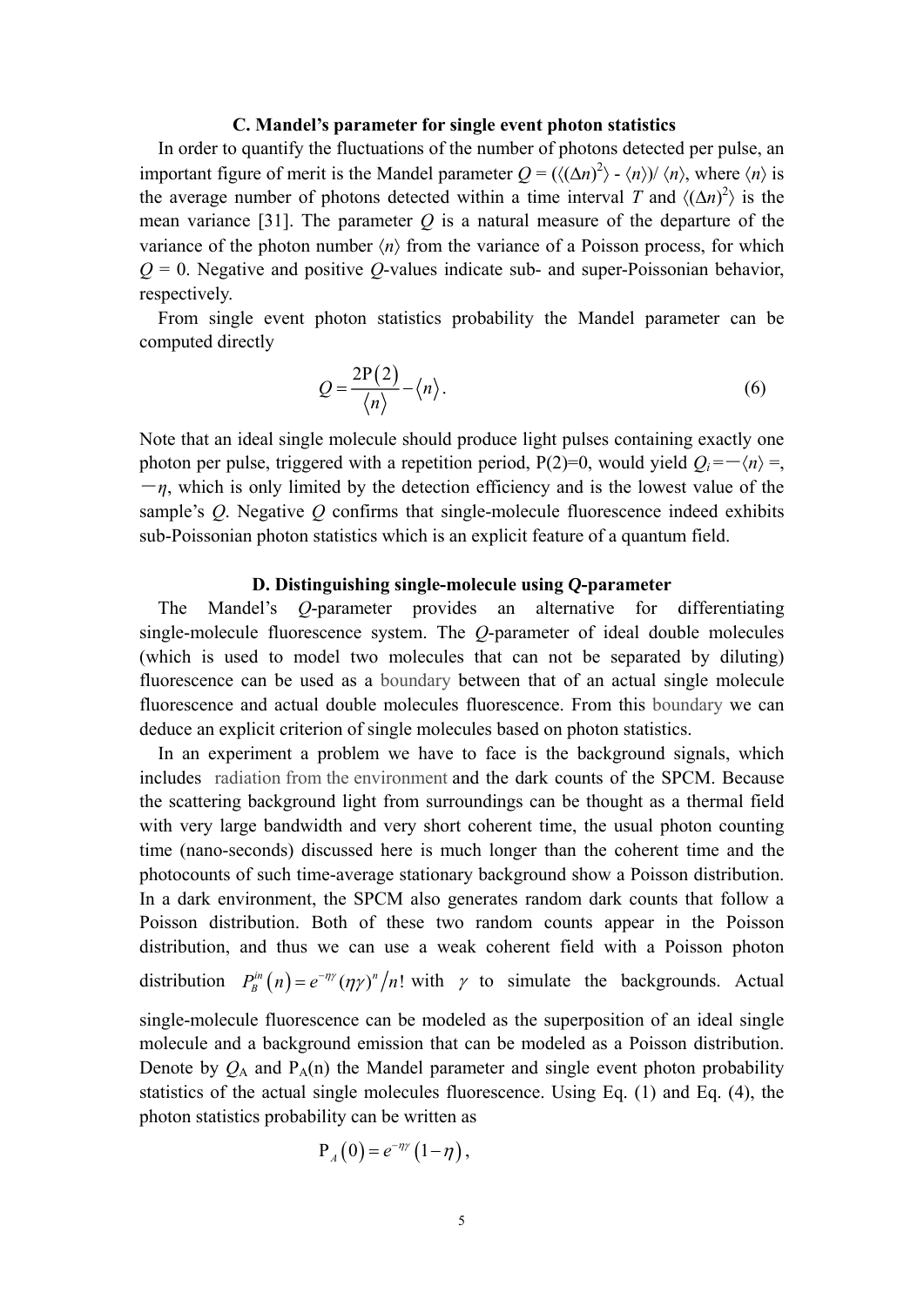### C. Mandel's parameter for single event photon statistics

In order to quantify the fluctuations of the number of photons detected per pulse, an important figure of merit is the Mandel parameter $Q = (\langle(\Delta n)^2\rangle - \langle n\rangle)/\langle n\rangle$, where $\langle n\rangle$ is the average number of photons detected within a time interval $T$ and $\langle(\Delta n)^2\rangle$ is the mean variance [31]. The parameter $Q$ is a natural measure of the departure of the variance of the photon number $\langle n\rangle$ from the variance of a Poisson process, for which $Q = 0$. Negative and positive $Q$-values indicate sub- and super-Poissonian behavior, respectively.

From single event photon statistics probability the Mandel parameter can be computed directly

$$Q = \frac{2\mathrm{P}(2)}{\langle n\rangle} - \langle n\rangle. \tag{6}$$

Note that an ideal single molecule should produce light pulses containing exactly one photon per pulse, triggered with a repetition period, P(2)=0, would yield $Q_i = -\langle n\rangle =$, $-\eta$, which is only limited by the detection efficiency and is the lowest value of the sample's $Q$. Negative $Q$ confirms that single-molecule fluorescence indeed exhibits sub-Poissonian photon statistics which is an explicit feature of a quantum field.

### D. Distinguishing single-molecule using *Q*-parameter

The Mandel's $Q$-parameter provides an alternative for differentiating single-molecule fluorescence system. The $Q$-parameter of ideal double molecules (which is used to model two molecules that can not be separated by diluting) fluorescence can be used as a boundary between that of an actual single molecule fluorescence and actual double molecules fluorescence. From this boundary we can deduce an explicit criterion of single molecules based on photon statistics.

In an experiment a problem we have to face is the background signals, which includes radiation from the environment and the dark counts of the SPCM. Because the scattering background light from surroundings can be thought as a thermal field with very large bandwidth and very short coherent time, the usual photon counting time (nano-seconds) discussed here is much longer than the coherent time and the photocounts of such time-average stationary background show a Poisson distribution. In a dark environment, the SPCM also generates random dark counts that follow a Poisson distribution. Both of these two random counts appear in the Poisson distribution, and thus we can use a weak coherent field with a Poisson photon distribution $P_B^{in}(n) = e^{-\eta\gamma}(\eta\gamma)^n / n!$ with $\gamma$ to simulate the backgrounds. Actual single-molecule fluorescence can be modeled as the superposition of an ideal single molecule and a background emission that can be modeled as a Poisson distribution. Denote by $Q_A$ and $\mathrm{P}_A(n)$ the Mandel parameter and single event photon probability statistics of the actual single molecules fluorescence. Using Eq. (1) and Eq. (4), the photon statistics probability can be written as

$$\mathrm{P}_A(0) = e^{-\eta\gamma}(1-\eta),$$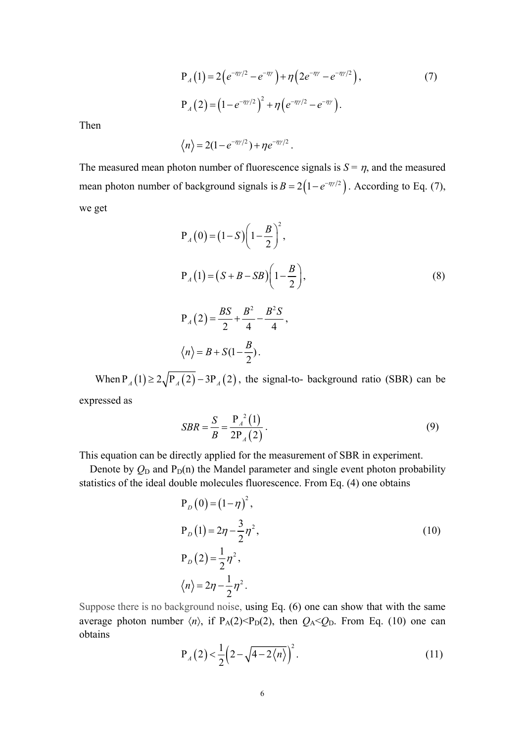$$\mathrm{P}_A(1) = 2\left(e^{-\eta\gamma/2} - e^{-\eta\gamma}\right) + \eta\left(2e^{-\eta\gamma} - e^{-\eta\gamma/2}\right), \tag{7}$$

$$\mathrm{P}_A(2) = \left(1 - e^{-\eta\gamma/2}\right)^2 + \eta\left(e^{-\eta\gamma/2} - e^{-\eta\gamma}\right).$$

Then

$$\langle n \rangle = 2(1 - e^{-\eta\gamma/2}) + \eta e^{-\eta\gamma/2}.$$

The measured mean photon number of fluorescence signals is $S = \eta$, and the measured mean photon number of background signals is $B = 2\left(1 - e^{-\eta\gamma/2}\right)$. According to Eq. (7), we get

$$\mathrm{P}_A(0) = (1 - S)\left(1 - \frac{B}{2}\right)^2,$$

$$\mathrm{P}_A(1) = (S + B - SB)\left(1 - \frac{B}{2}\right), \tag{8}$$

$$\mathrm{P}_A(2) = \frac{BS}{2} + \frac{B^2}{4} - \frac{B^2 S}{4},$$

$$\langle n \rangle = B + S(1 - \frac{B}{2}).$$

When $\mathrm{P}_A(1) \geq 2\sqrt{\mathrm{P}_A(2)} - 3\mathrm{P}_A(2)$, the signal-to- background ratio (SBR) can be expressed as

$$SBR = \frac{S}{B} = \frac{\mathrm{P}_A^{\,2}(1)}{2\mathrm{P}_A(2)}. \tag{9}$$

This equation can be directly applied for the measurement of SBR in experiment.

Denote by $Q_D$ and $\mathrm{P}_D(n)$ the Mandel parameter and single event photon probability statistics of the ideal double molecules fluorescence. From Eq. (4) one obtains

$$\mathrm{P}_D(0) = (1 - \eta)^2,$$

$$\mathrm{P}_D(1) = 2\eta - \frac{3}{2}\eta^2, \tag{10}$$

$$\mathrm{P}_D(2) = \frac{1}{2}\eta^2,$$

$$\langle n \rangle = 2\eta - \frac{1}{2}\eta^2.$$

Suppose there is no background noise, using Eq. (6) one can show that with the same average photon number $\langle n \rangle$, if $\mathrm{P}_A(2) < \mathrm{P}_D(2)$, then $Q_A < Q_D$. From Eq. (10) one can obtains

$$\mathrm{P}_A(2) < \frac{1}{2}\left(2 - \sqrt{4 - 2\langle n \rangle}\right)^2. \tag{11}$$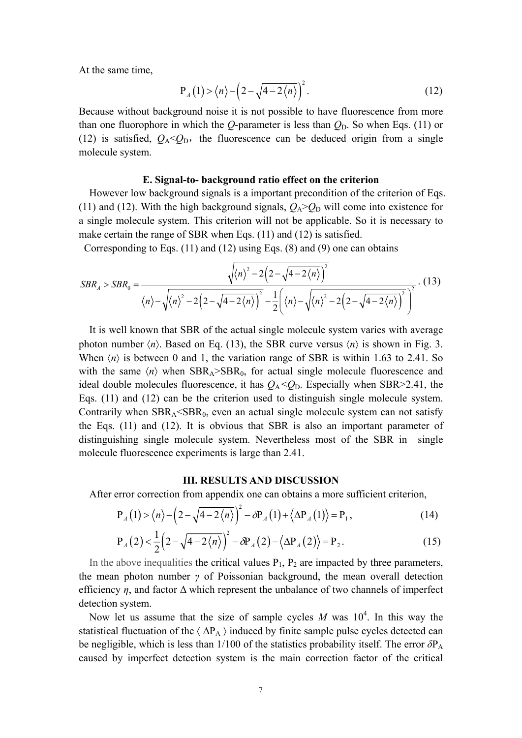At the same time,

$$\mathrm{P}_A(1) > \langle n \rangle - \left(2 - \sqrt{4 - 2\langle n \rangle}\right)^2. \tag{12}$$

Because without background noise it is not possible to have fluorescence from more than one fluorophore in which the $Q$-parameter is less than $Q_D$. So when Eqs. (11) or (12) is satisfied, $Q_A < Q_D$, the fluorescence can be deduced origin from a single molecule system.

### E. Signal-to- background ratio effect on the criterion

However low background signals is a important precondition of the criterion of Eqs. (11) and (12). With the high background signals, $Q_A > Q_D$ will come into existence for a single molecule system. This criterion will not be applicable. So it is necessary to make certain the range of SBR when Eqs. (11) and (12) is satisfied.

Corresponding to Eqs. (11) and (12) using Eqs. (8) and (9) one can obtains

$$SBR_A > SBR_0 = \frac{\sqrt{\langle n \rangle^2 - 2\left(2 - \sqrt{4 - 2\langle n \rangle}\right)^2}}{\langle n \rangle - \sqrt{\langle n \rangle^2 - 2\left(2 - \sqrt{4 - 2\langle n \rangle}\right)^2} - \frac{1}{2}\left(\langle n \rangle - \sqrt{\langle n \rangle^2 - 2\left(2 - \sqrt{4 - 2\langle n \rangle}\right)^2}\right)^2}. \tag{13}$$

It is well known that SBR of the actual single molecule system varies with average photon number $\langle n \rangle$. Based on Eq. (13), the SBR curve versus $\langle n \rangle$ is shown in Fig. 3. When $\langle n \rangle$ is between 0 and 1, the variation range of SBR is within 1.63 to 2.41. So with the same $\langle n \rangle$ when $SBR_A > SBR_0$, for actual single molecule fluorescence and ideal double molecules fluorescence, it has $Q_A < Q_D$. Especially when SBR>2.41, the Eqs. (11) and (12) can be the criterion used to distinguish single molecule system. Contrarily when $SBR_A < SBR_0$, even an actual single molecule system can not satisfy the Eqs. (11) and (12). It is obvious that SBR is also an important parameter of distinguishing single molecule system. Nevertheless most of the SBR in single molecule fluorescence experiments is large than 2.41.

## III. RESULTS AND DISCUSSION

After error correction from appendix one can obtains a more sufficient criterion,

$$\mathrm{P}_A(1) > \langle n \rangle - \left(2 - \sqrt{4 - 2\langle n \rangle}\right)^2 - \delta\mathrm{P}_A(1) + \langle \Delta\mathrm{P}_A(1) \rangle = \mathrm{P}_1, \tag{14}$$

$$\mathrm{P}_A(2) < \frac{1}{2}\left(2 - \sqrt{4 - 2\langle n \rangle}\right)^2 - \delta\mathrm{P}_A(2) - \langle \Delta\mathrm{P}_A(2) \rangle = \mathrm{P}_2. \tag{15}$$

In the above inequalities the critical values $\mathrm{P}_1$, $\mathrm{P}_2$ are impacted by three parameters, the mean photon number $\gamma$ of Poissonian background, the mean overall detection efficiency $\eta$, and factor $\Delta$ which represent the unbalance of two channels of imperfect detection system.

Now let us assume that the size of sample cycles $M$ was $10^4$. In this way the statistical fluctuation of the $\langle \Delta\mathrm{P}_A \rangle$ induced by finite sample pulse cycles detected can be negligible, which is less than 1/100 of the statistics probability itself. The error $\delta\mathrm{P}_A$ caused by imperfect detection system is the main correction factor of the critical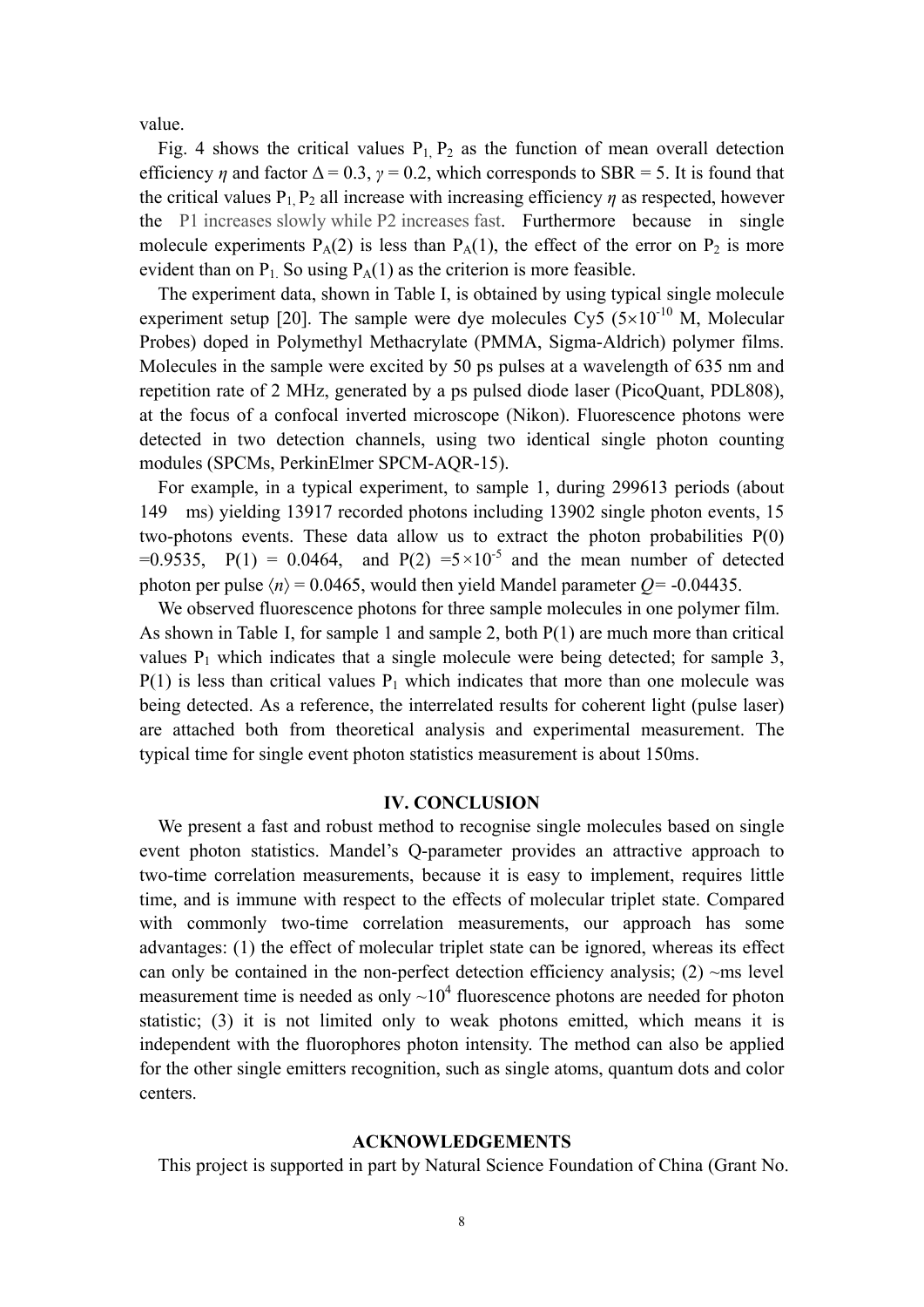value.

Fig. 4 shows the critical values $P_1$, $P_2$ as the function of mean overall detection efficiency $\eta$ and factor $\Delta = 0.3$, $\gamma = 0.2$, which corresponds to SBR = 5. It is found that the critical values $P_1$, $P_2$ all increase with increasing efficiency $\eta$ as respected, however the P1 increases slowly while P2 increases fast. Furthermore because in single molecule experiments $P_A(2)$ is less than $P_A(1)$, the effect of the error on $P_2$ is more evident than on $P_1$. So using $P_A(1)$ as the criterion is more feasible.

The experiment data, shown in Table I, is obtained by using typical single molecule experiment setup [20]. The sample were dye molecules Cy5 ($5\times10^{-10}$ M, Molecular Probes) doped in Polymethyl Methacrylate (PMMA, Sigma-Aldrich) polymer films. Molecules in the sample were excited by 50 ps pulses at a wavelength of 635 nm and repetition rate of 2 MHz, generated by a ps pulsed diode laser (PicoQuant, PDL808), at the focus of a confocal inverted microscope (Nikon). Fluorescence photons were detected in two detection channels, using two identical single photon counting modules (SPCMs, PerkinElmer SPCM-AQR-15).

For example, in a typical experiment, to sample 1, during 299613 periods (about 149 ms) yielding 13917 recorded photons including 13902 single photon events, 15 two-photons events. These data allow us to extract the photon probabilities $P(0) = 0.9535$, $P(1) = 0.0464$, and $P(2) = 5\times10^{-5}$ and the mean number of detected photon per pulse $\langle n \rangle = 0.0465$, would then yield Mandel parameter $Q = -0.04435$.

We observed fluorescence photons for three sample molecules in one polymer film. As shown in Table I, for sample 1 and sample 2, both P(1) are much more than critical values $P_1$ which indicates that a single molecule were being detected; for sample 3, P(1) is less than critical values $P_1$ which indicates that more than one molecule was being detected. As a reference, the interrelated results for coherent light (pulse laser) are attached both from theoretical analysis and experimental measurement. The typical time for single event photon statistics measurement is about 150ms.

## IV. CONCLUSION

We present a fast and robust method to recognise single molecules based on single event photon statistics. Mandel's Q-parameter provides an attractive approach to two-time correlation measurements, because it is easy to implement, requires little time, and is immune with respect to the effects of molecular triplet state. Compared with commonly two-time correlation measurements, our approach has some advantages: (1) the effect of molecular triplet state can be ignored, whereas its effect can only be contained in the non-perfect detection efficiency analysis; (2) ~ms level measurement time is needed as only $\sim10^4$ fluorescence photons are needed for photon statistic; (3) it is not limited only to weak photons emitted, which means it is independent with the fluorophores photon intensity. The method can also be applied for the other single emitters recognition, such as single atoms, quantum dots and color centers.

## ACKNOWLEDGEMENTS

This project is supported in part by Natural Science Foundation of China (Grant No.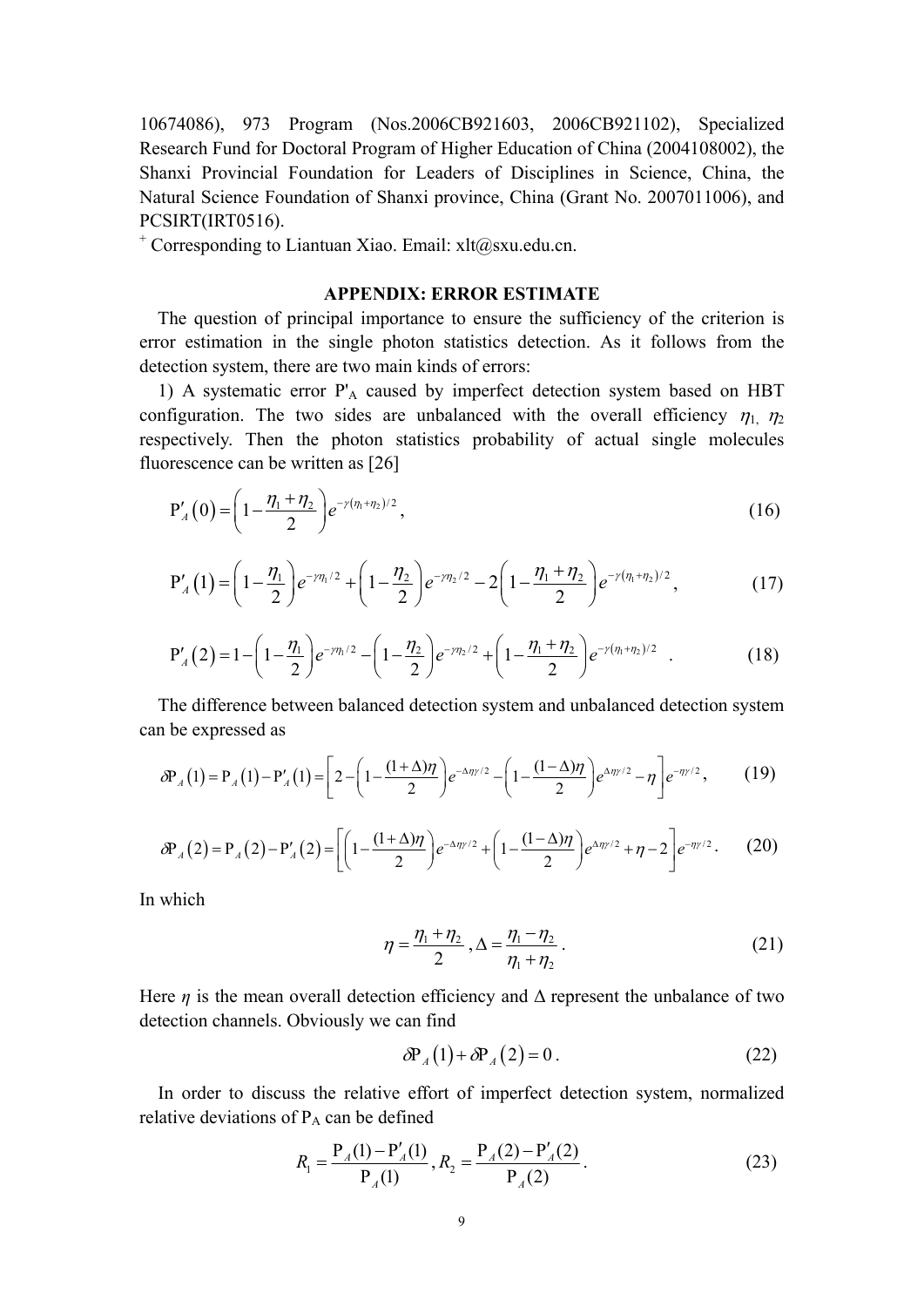10674086), 973 Program (Nos.2006CB921603, 2006CB921102), Specialized Research Fund for Doctoral Program of Higher Education of China (2004108002), the Shanxi Provincial Foundation for Leaders of Disciplines in Science, China, the Natural Science Foundation of Shanxi province, China (Grant No. 2007011006), and PCSIRT(IRT0516).

+ Corresponding to Liantuan Xiao. Email: xlt@sxu.edu.cn.

## APPENDIX: ERROR ESTIMATE

The question of principal importance to ensure the sufficiency of the criterion is error estimation in the single photon statistics detection. As it follows from the detection system, there are two main kinds of errors:

1) A systematic error $P'_A$ caused by imperfect detection system based on HBT configuration. The two sides are unbalanced with the overall efficiency $\eta_1$, $\eta_2$ respectively. Then the photon statistics probability of actual single molecules fluorescence can be written as [26]

$$\mathrm{P}'_A\left(0\right)=\left(1-\frac{\eta_1+\eta_2}{2}\right)e^{-\gamma(\eta_1+\eta_2)/2}, \tag{16}$$

$$\mathrm{P}'_A\left(1\right)=\left(1-\frac{\eta_1}{2}\right)e^{-\gamma\eta_1/2}+\left(1-\frac{\eta_2}{2}\right)e^{-\gamma\eta_2/2}-2\left(1-\frac{\eta_1+\eta_2}{2}\right)e^{-\gamma(\eta_1+\eta_2)/2}, \tag{17}$$

$$\mathrm{P}'_A\left(2\right)=1-\left(1-\frac{\eta_1}{2}\right)e^{-\gamma\eta_1/2}-\left(1-\frac{\eta_2}{2}\right)e^{-\gamma\eta_2/2}+\left(1-\frac{\eta_1+\eta_2}{2}\right)e^{-\gamma(\eta_1+\eta_2)/2}. \tag{18}$$

The difference between balanced detection system and unbalanced detection system can be expressed as

$$\delta\mathrm{P}_A\left(1\right)=\mathrm{P}_A\left(1\right)-\mathrm{P}'_A\left(1\right)=\left[2-\left(1-\frac{(1+\Delta)\eta}{2}\right)e^{-\Delta\eta\gamma/2}-\left(1-\frac{(1-\Delta)\eta}{2}\right)e^{\Delta\eta\gamma/2}-\eta\right]e^{-\eta\gamma/2}, \tag{19}$$

$$\delta\mathrm{P}_A\left(2\right)=\mathrm{P}_A\left(2\right)-\mathrm{P}'_A\left(2\right)=\left[\left(1-\frac{(1+\Delta)\eta}{2}\right)e^{-\Delta\eta\gamma/2}+\left(1-\frac{(1-\Delta)\eta}{2}\right)e^{\Delta\eta\gamma/2}+\eta-2\right]e^{-\eta\gamma/2}. \tag{20}$$

In which

$$\eta=\frac{\eta_1+\eta_2}{2}, \Delta=\frac{\eta_1-\eta_2}{\eta_1+\eta_2}. \tag{21}$$

Here $\eta$ is the mean overall detection efficiency and $\Delta$ represent the unbalance of two detection channels. Obviously we can find

$$\delta\mathrm{P}_A\left(1\right)+\delta\mathrm{P}_A\left(2\right)=0. \tag{22}$$

In order to discuss the relative effort of imperfect detection system, normalized relative deviations of $P_A$ can be defined

$$R_1=\frac{\mathrm{P}_A(1)-\mathrm{P}'_A(1)}{\mathrm{P}_A(1)}, R_2=\frac{\mathrm{P}_A(2)-\mathrm{P}'_A(2)}{\mathrm{P}_A(2)}. \tag{23}$$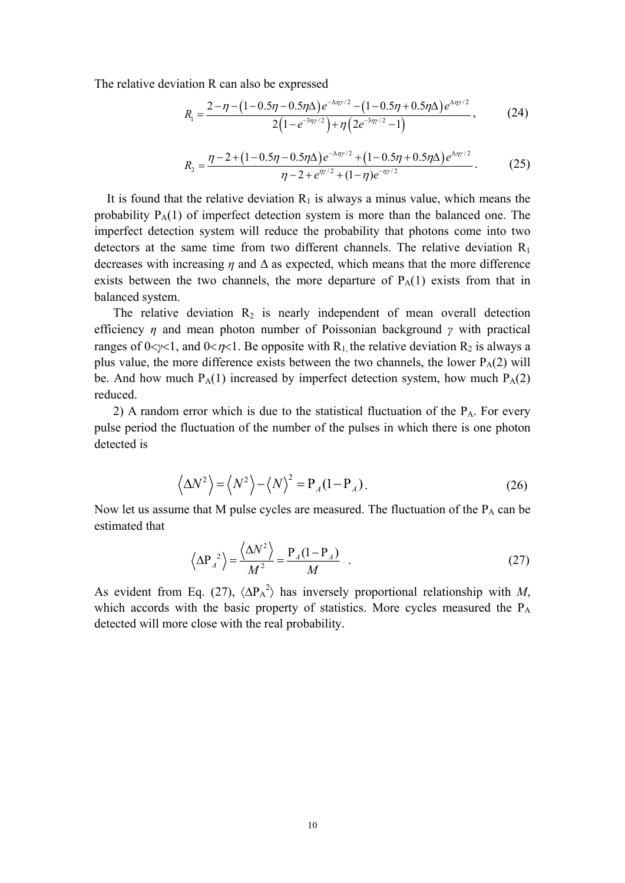The relative deviation R can also be expressed

$$R_1 = \frac{2-\eta-\left(1-0.5\eta-0.5\eta\Delta\right)e^{-\Delta\eta\gamma/2}-\left(1-0.5\eta+0.5\eta\Delta\right)e^{\Delta\eta\gamma/2}}{2\left(1-e^{-3\eta\gamma/2}\right)+\eta\left(2e^{-3\eta\gamma/2}-1\right)}, \tag{24}$$

$$R_2 = \frac{\eta-2+\left(1-0.5\eta-0.5\eta\Delta\right)e^{-\Delta\eta\gamma/2}+\left(1-0.5\eta+0.5\eta\Delta\right)e^{\Delta\eta\gamma/2}}{\eta-2+e^{\eta\gamma/2}+(1-\eta)e^{-\eta\gamma/2}}. \tag{25}$$

It is found that the relative deviation $R_1$ is always a minus value, which means the probability $P_A(1)$ of imperfect detection system is more than the balanced one. The imperfect detection system will reduce the probability that photons come into two detectors at the same time from two different channels. The relative deviation $R_1$ decreases with increasing $\eta$ and $\Delta$ as expected, which means that the more difference exists between the two channels, the more departure of $P_A(1)$ exists from that in balanced system.

The relative deviation $R_2$ is nearly independent of mean overall detection efficiency $\eta$ and mean photon number of Poissonian background $\gamma$ with practical ranges of $0<\gamma<1$, and $0<\eta<1$. Be opposite with $R_1$, the relative deviation $R_2$ is always a plus value, the more difference exists between the two channels, the lower $P_A(2)$ will be. And how much $P_A(1)$ increased by imperfect detection system, how much $P_A(2)$ reduced.

2) A random error which is due to the statistical fluctuation of the $P_A$. For every pulse period the fluctuation of the number of the pulses in which there is one photon detected is

$$\left\langle \Delta N^2 \right\rangle = \left\langle N^2 \right\rangle - \left\langle N \right\rangle^2 = P_A(1-P_A). \tag{26}$$

Now let us assume that M pulse cycles are measured. The fluctuation of the $P_A$ can be estimated that

$$\left\langle \Delta P_A^{\ 2} \right\rangle = \frac{\left\langle \Delta N^2 \right\rangle}{M^2} = \frac{P_A(1-P_A)}{M}. \tag{27}$$

As evident from Eq. (27), $\langle \Delta P_A^2 \rangle$ has inversely proportional relationship with *M*, which accords with the basic property of statistics. More cycles measured the $P_A$ detected will more close with the real probability.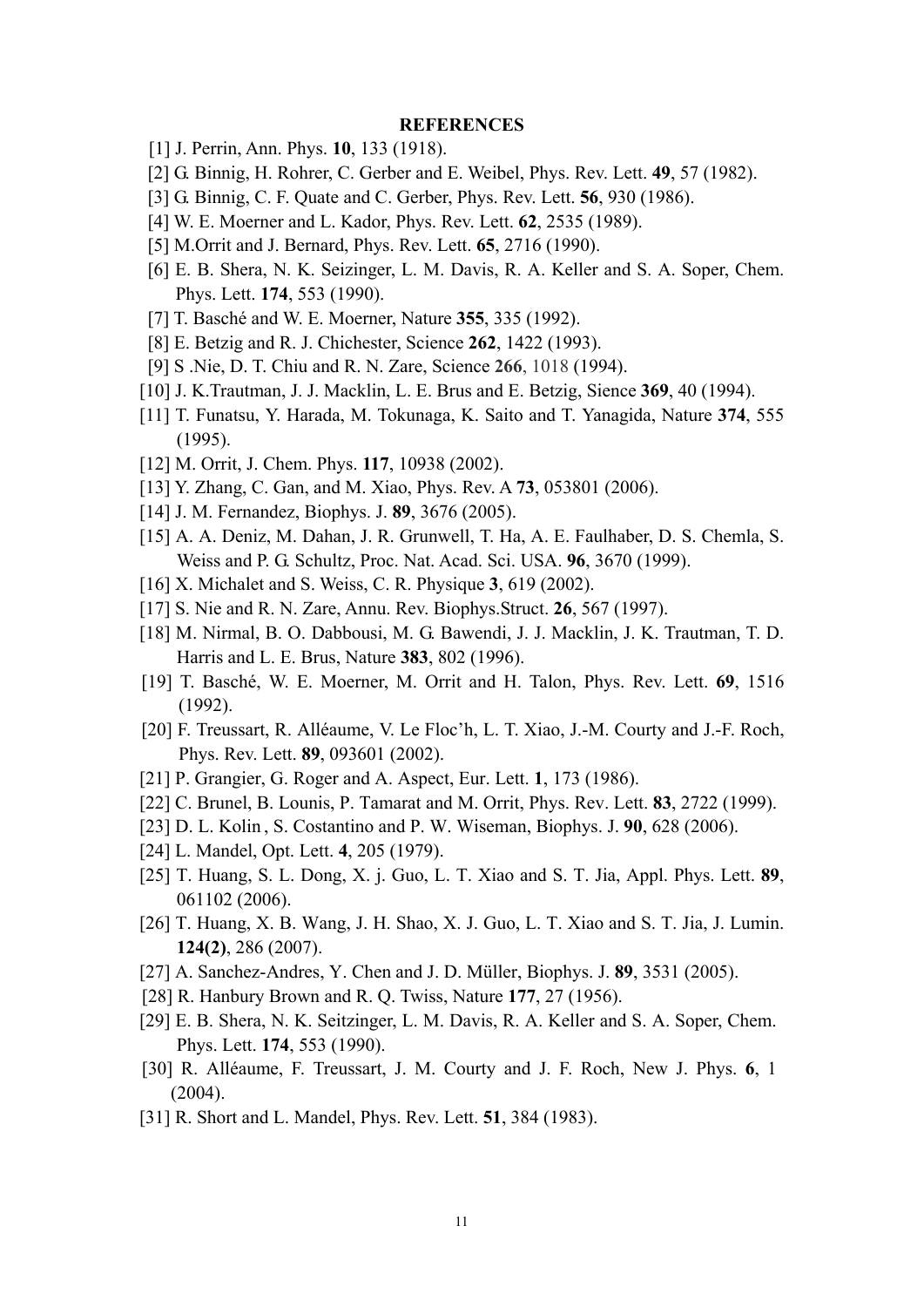## REFERENCES

[1] J. Perrin, Ann. Phys. **10**, 133 (1918).

[2] G. Binnig, H. Rohrer, C. Gerber and E. Weibel, Phys. Rev. Lett. **49**, 57 (1982).

[3] G. Binnig, C. F. Quate and C. Gerber, Phys. Rev. Lett. **56**, 930 (1986).

[4] W. E. Moerner and L. Kador, Phys. Rev. Lett. **62**, 2535 (1989).

[5] M.Orrit and J. Bernard, Phys. Rev. Lett. **65**, 2716 (1990).

[6] E. B. Shera, N. K. Seizinger, L. M. Davis, R. A. Keller and S. A. Soper, Chem. Phys. Lett. **174**, 553 (1990).

[7] T. Basché and W. E. Moerner, Nature **355**, 335 (1992).

[8] E. Betzig and R. J. Chichester, Science **262**, 1422 (1993).

[9] S .Nie, D. T. Chiu and R. N. Zare, Science **266**, 1018 (1994).

[10] J. K.Trautman, J. J. Macklin, L. E. Brus and E. Betzig, Sience **369**, 40 (1994).

[11] T. Funatsu, Y. Harada, M. Tokunaga, K. Saito and T. Yanagida, Nature **374**, 555 (1995).

[12] M. Orrit, J. Chem. Phys. **117**, 10938 (2002).

[13] Y. Zhang, C. Gan, and M. Xiao, Phys. Rev. A **73**, 053801 (2006).

[14] J. M. Fernandez, Biophys. J. **89**, 3676 (2005).

[15] A. A. Deniz, M. Dahan, J. R. Grunwell, T. Ha, A. E. Faulhaber, D. S. Chemla, S. Weiss and P. G. Schultz, Proc. Nat. Acad. Sci. USA. **96**, 3670 (1999).

[16] X. Michalet and S. Weiss, C. R. Physique **3**, 619 (2002).

[17] S. Nie and R. N. Zare, Annu. Rev. Biophys.Struct. **26**, 567 (1997).

[18] M. Nirmal, B. O. Dabbousi, M. G. Bawendi, J. J. Macklin, J. K. Trautman, T. D. Harris and L. E. Brus, Nature **383**, 802 (1996).

[19] T. Basché, W. E. Moerner, M. Orrit and H. Talon, Phys. Rev. Lett. **69**, 1516 (1992).

[20] F. Treussart, R. Alléaume, V. Le Floc'h, L. T. Xiao, J.-M. Courty and J.-F. Roch, Phys. Rev. Lett. **89**, 093601 (2002).

[21] P. Grangier, G. Roger and A. Aspect, Eur. Lett. **1**, 173 (1986).

[22] C. Brunel, B. Lounis, P. Tamarat and M. Orrit, Phys. Rev. Lett. **83**, 2722 (1999).

[23] D. L. Kolin , S. Costantino and P. W. Wiseman, Biophys. J. **90**, 628 (2006).

[24] L. Mandel, Opt. Lett. **4**, 205 (1979).

[25] T. Huang, S. L. Dong, X. j. Guo, L. T. Xiao and S. T. Jia, Appl. Phys. Lett. **89**, 061102 (2006).

[26] T. Huang, X. B. Wang, J. H. Shao, X. J. Guo, L. T. Xiao and S. T. Jia, J. Lumin. **124(2)**, 286 (2007).

[27] A. Sanchez-Andres, Y. Chen and J. D. Müller, Biophys. J. **89**, 3531 (2005).

[28] R. Hanbury Brown and R. Q. Twiss, Nature **177**, 27 (1956).

[29] E. B. Shera, N. K. Seitzinger, L. M. Davis, R. A. Keller and S. A. Soper, Chem. Phys. Lett. **174**, 553 (1990).

[30] R. Alléaume, F. Treussart, J. M. Courty and J. F. Roch, New J. Phys. **6**, 1 (2004).

[31] R. Short and L. Mandel, Phys. Rev. Lett. **51**, 384 (1983).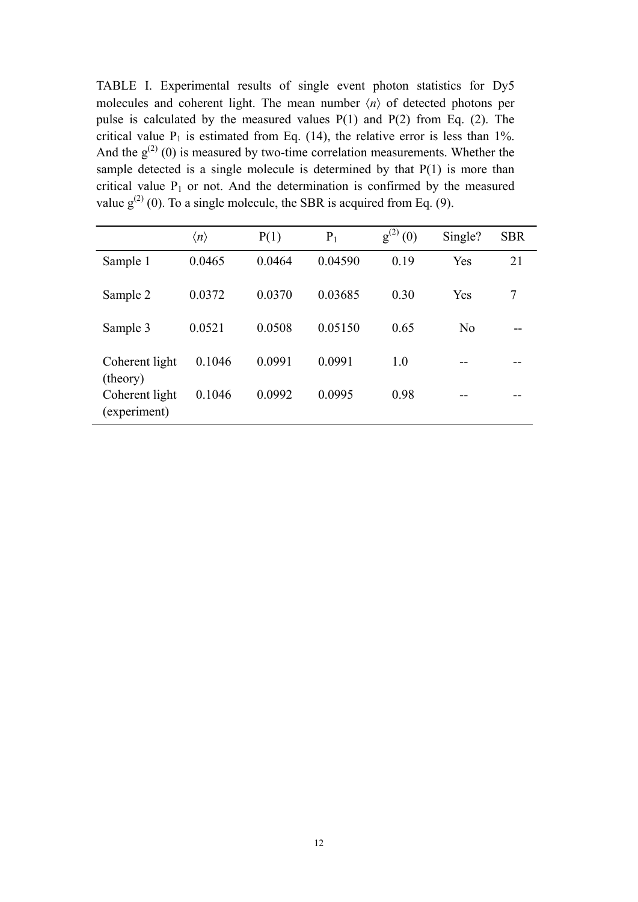TABLE I. Experimental results of single event photon statistics for Dy5 molecules and coherent light. The mean number $\langle n \rangle$ of detected photons per pulse is calculated by the measured values P(1) and P(2) from Eq. (2). The critical value $P_1$ is estimated from Eq. (14), the relative error is less than 1%. And the $g^{(2)}(0)$ is measured by two-time correlation measurements. Whether the sample detected is a single molecule is determined by that P(1) is more than critical value $P_1$ or not. And the determination is confirmed by the measured value $g^{(2)}(0)$. To a single molecule, the SBR is acquired from Eq. (9).

| | $\langle n \rangle$ | P(1) | $P_1$ | $g^{(2)}(0)$ | Single? | SBR |
|---|---|---|---|---|---|---|
| Sample 1 | 0.0465 | 0.0464 | 0.04590 | 0.19 | Yes | 21 |
| Sample 2 | 0.0372 | 0.0370 | 0.03685 | 0.30 | Yes | 7 |
| Sample 3 | 0.0521 | 0.0508 | 0.05150 | 0.65 | No | -- |
| Coherent light (theory) | 0.1046 | 0.0991 | 0.0991 | 1.0 | -- | -- |
| Coherent light (experiment) | 0.1046 | 0.0992 | 0.0995 | 0.98 | -- | -- |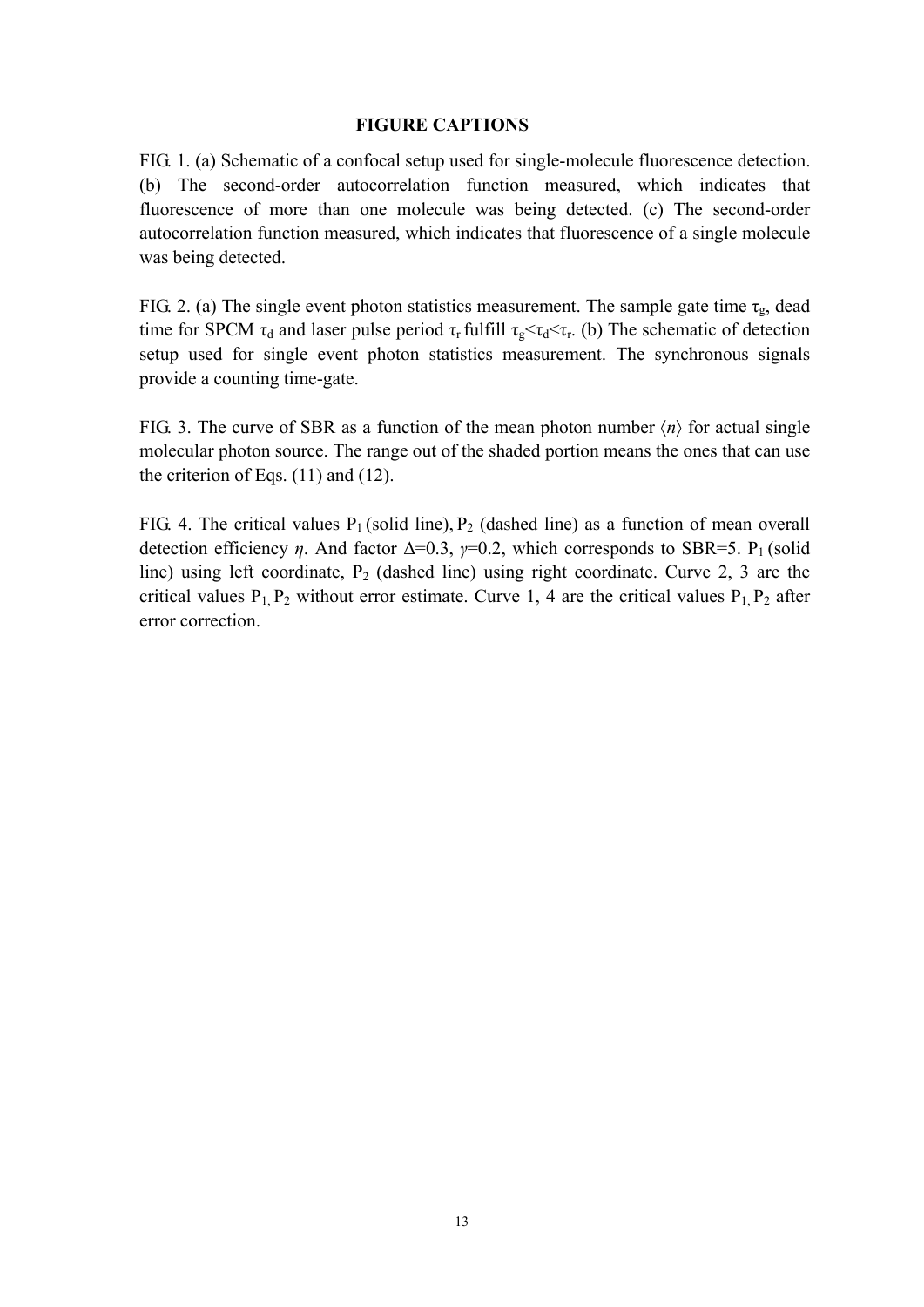**FIGURE CAPTIONS**

FIG. 1. (a) Schematic of a confocal setup used for single-molecule fluorescence detection. (b) The second-order autocorrelation function measured, which indicates that fluorescence of more than one molecule was being detected. (c) The second-order autocorrelation function measured, which indicates that fluorescence of a single molecule was being detected.

FIG. 2. (a) The single event photon statistics measurement. The sample gate time $\tau_g$, dead time for SPCM $\tau_d$ and laser pulse period $\tau_r$ fulfill $\tau_g<\tau_d<\tau_r$. (b) The schematic of detection setup used for single event photon statistics measurement. The synchronous signals provide a counting time-gate.

FIG. 3. The curve of SBR as a function of the mean photon number $\langle n \rangle$ for actual single molecular photon source. The range out of the shaded portion means the ones that can use the criterion of Eqs. (11) and (12).

FIG. 4. The critical values $P_1$ (solid line), $P_2$ (dashed line) as a function of mean overall detection efficiency $\eta$. And factor $\Delta$=0.3, $\gamma$=0.2, which corresponds to SBR=5. $P_1$ (solid line) using left coordinate, $P_2$ (dashed line) using right coordinate. Curve 2, 3 are the critical values $P_1$, $P_2$ without error estimate. Curve 1, 4 are the critical values $P_1$, $P_2$ after error correction.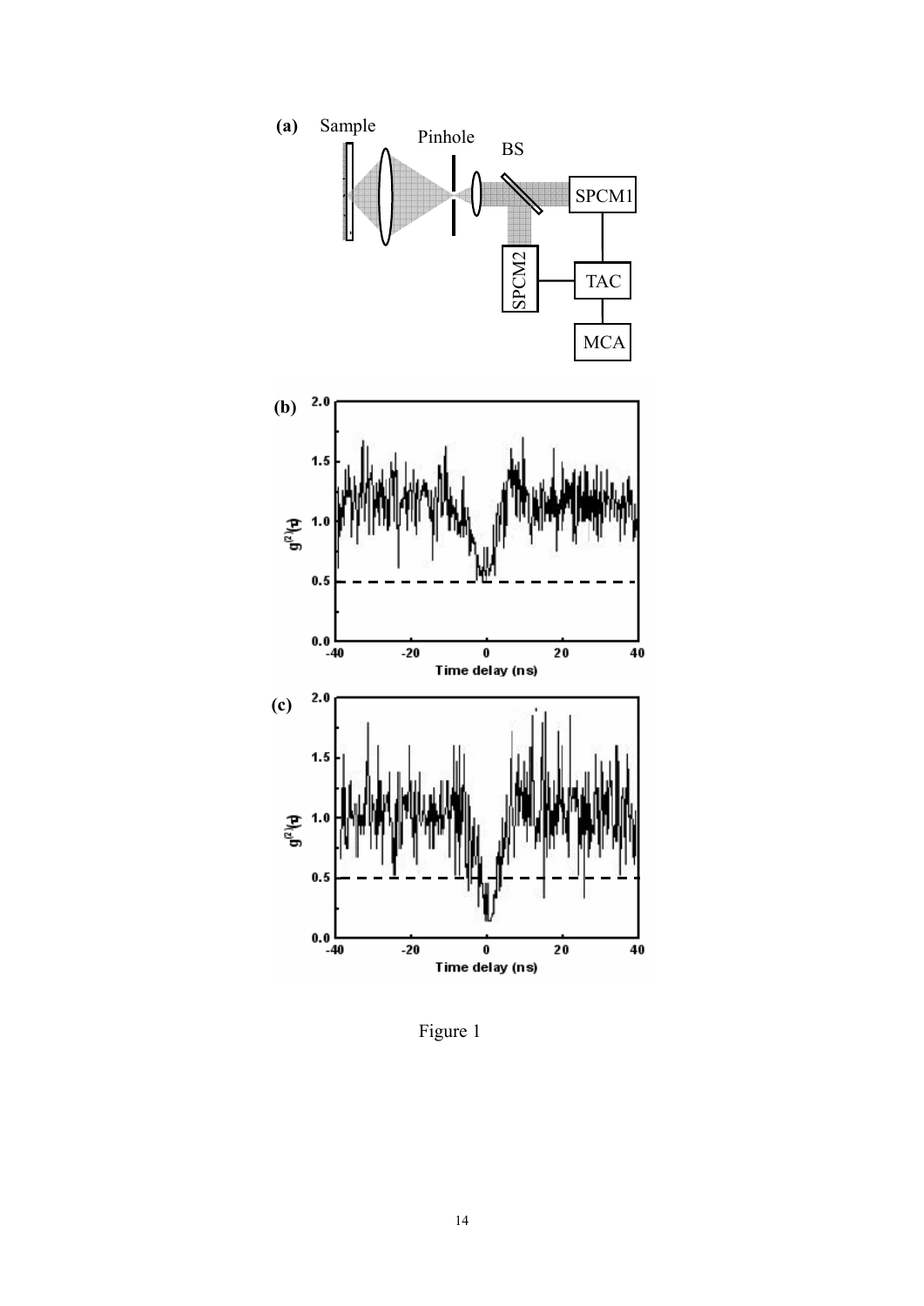Figure 1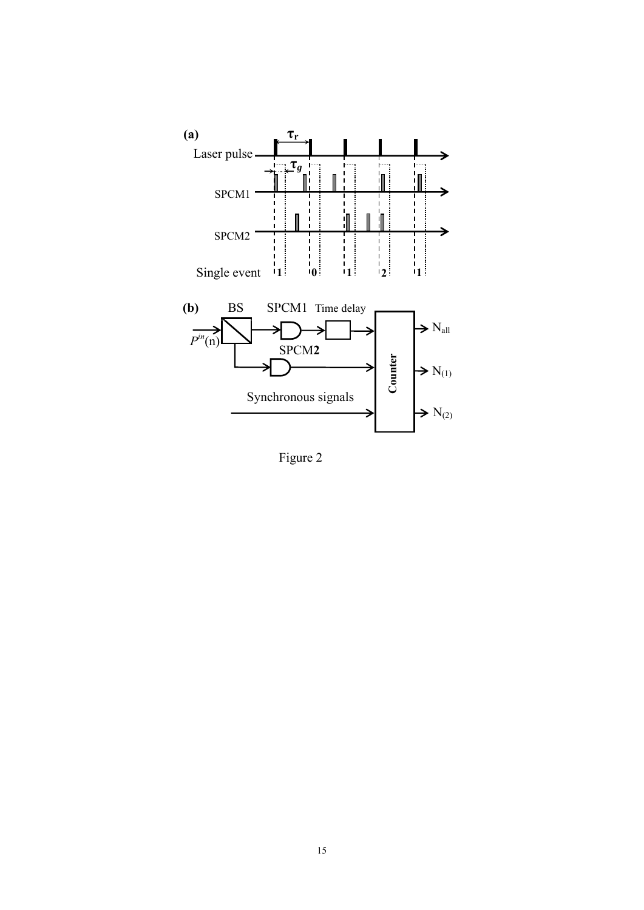Figure 2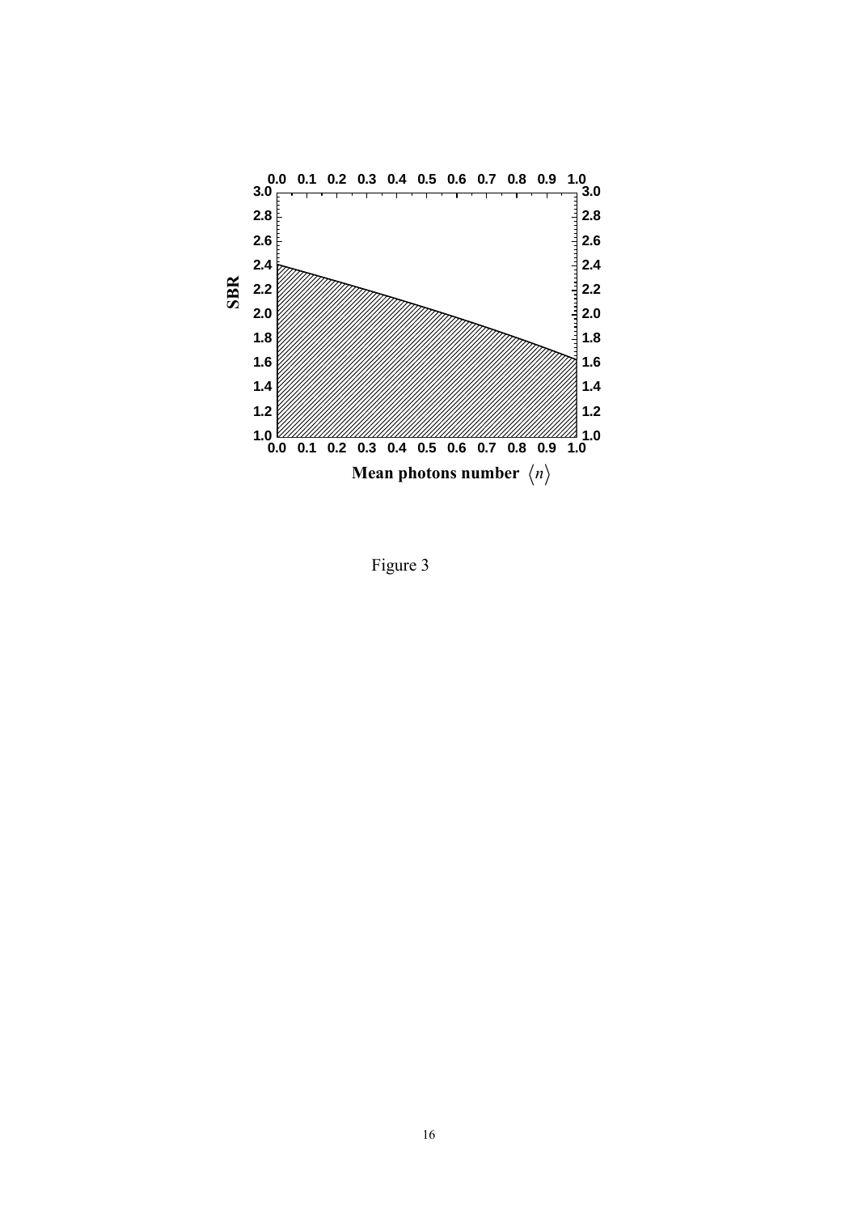Figure 3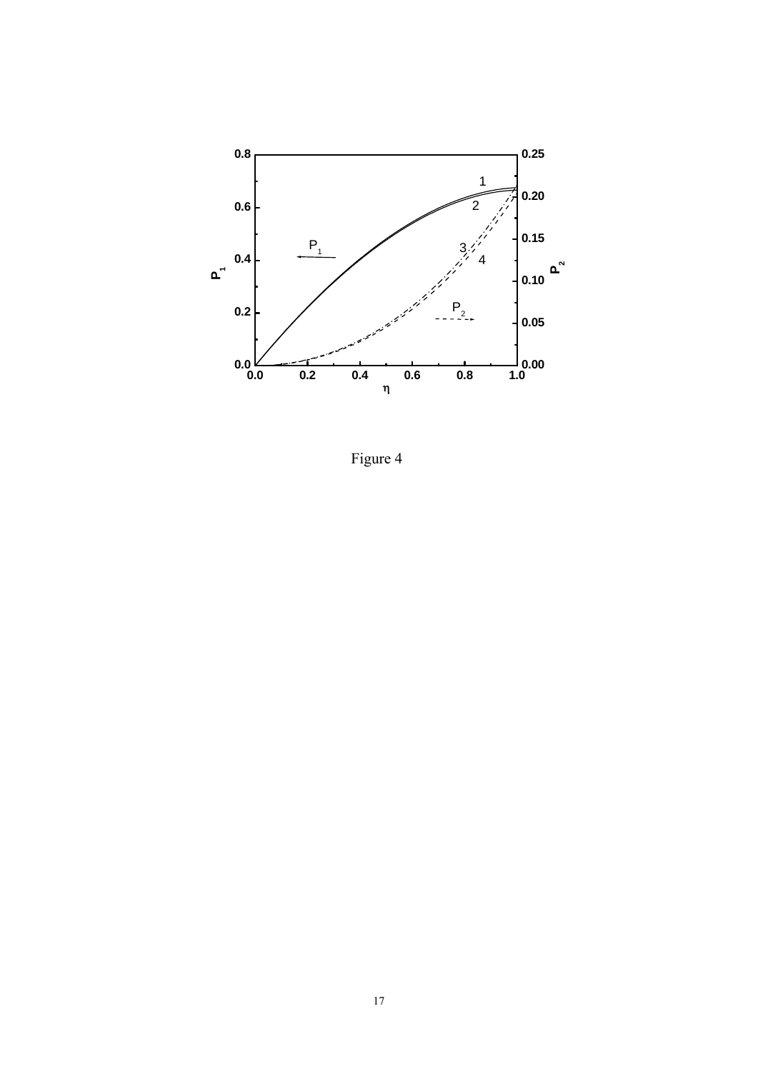0.8
0.6
0.4
0.2
0.0
$P_1$

0.25
0.20
0.15
0.10
0.05
0.00
$P_2$

0.0
0.2
0.4
0.6
0.8
1.0
$\eta$

1
2
3
4
$P_1$
$P_2$

Figure 4